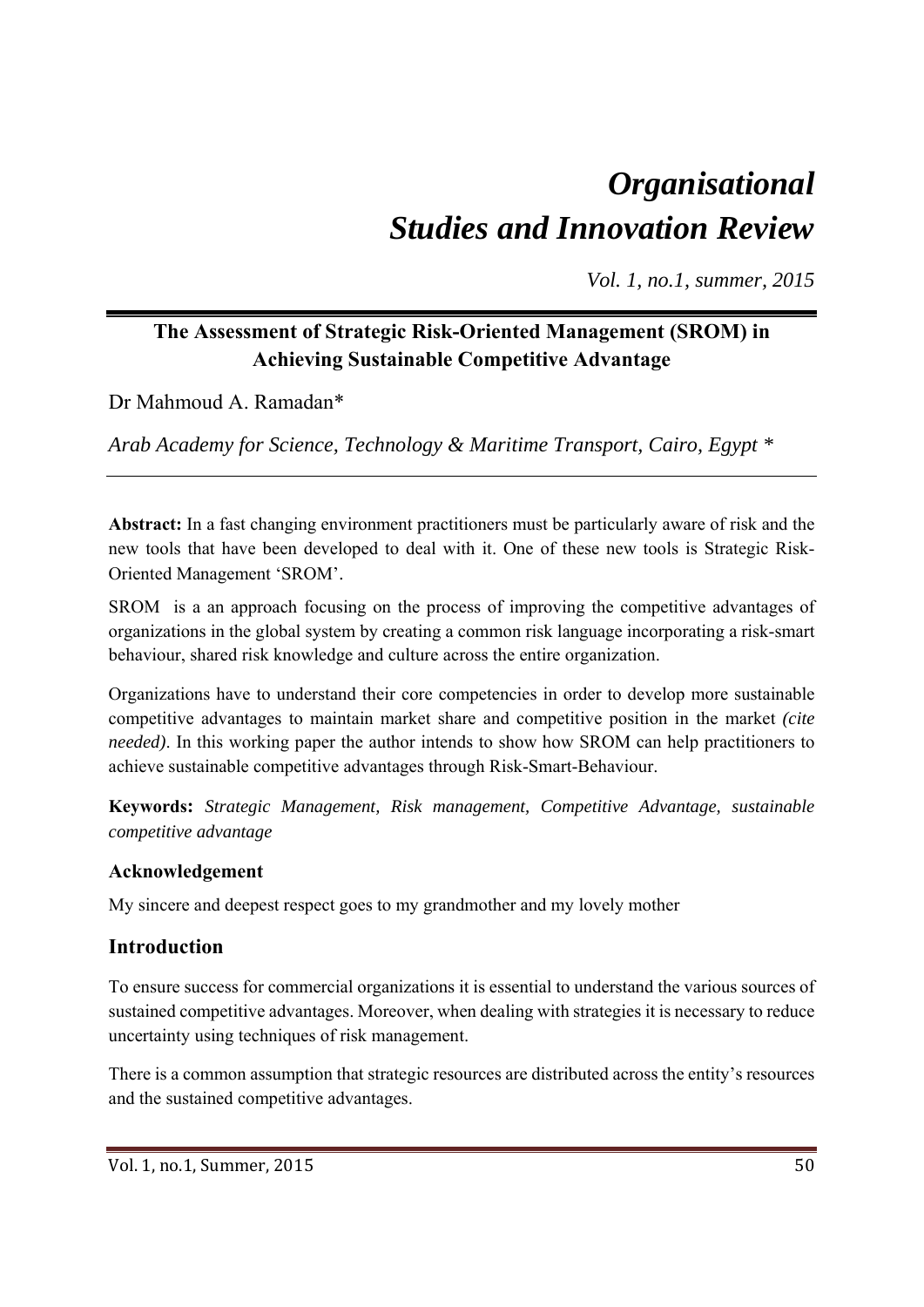# *Organisational Studies and Innovation Review*

*Vol. 1, no.1, summer, 2015*

## The Assessment of Strategic Risk-Oriented Management (SROM) in Achieving Sustainable Competitive Advantage

Dr Mahmoud A. Ramadan*

*Arab Academy for Science, Technology & Maritime Transport, Cairo, Egypt **

**Abstract:** In a fast changing environment practitioners must be particularly aware of risk and the new tools that have been developed to deal with it. One of these new tools is Strategic Risk-Oriented Management 'SROM'.

SROM is a an approach focusing on the process of improving the competitive advantages of organizations in the global system by creating a common risk language incorporating a risk-smart behaviour, shared risk knowledge and culture across the entire organization.

Organizations have to understand their core competencies in order to develop more sustainable competitive advantages to maintain market share and competitive position in the market *(cite needed)*. In this working paper the author intends to show how SROM can help practitioners to achieve sustainable competitive advantages through Risk-Smart-Behaviour.

**Keywords:** *Strategic Management, Risk management, Competitive Advantage, sustainable competitive advantage*

### Acknowledgement

My sincere and deepest respect goes to my grandmother and my lovely mother

## Introduction

To ensure success for commercial organizations it is essential to understand the various sources of sustained competitive advantages. Moreover, when dealing with strategies it is necessary to reduce uncertainty using techniques of risk management.

There is a common assumption that strategic resources are distributed across the entity's resources and the sustained competitive advantages.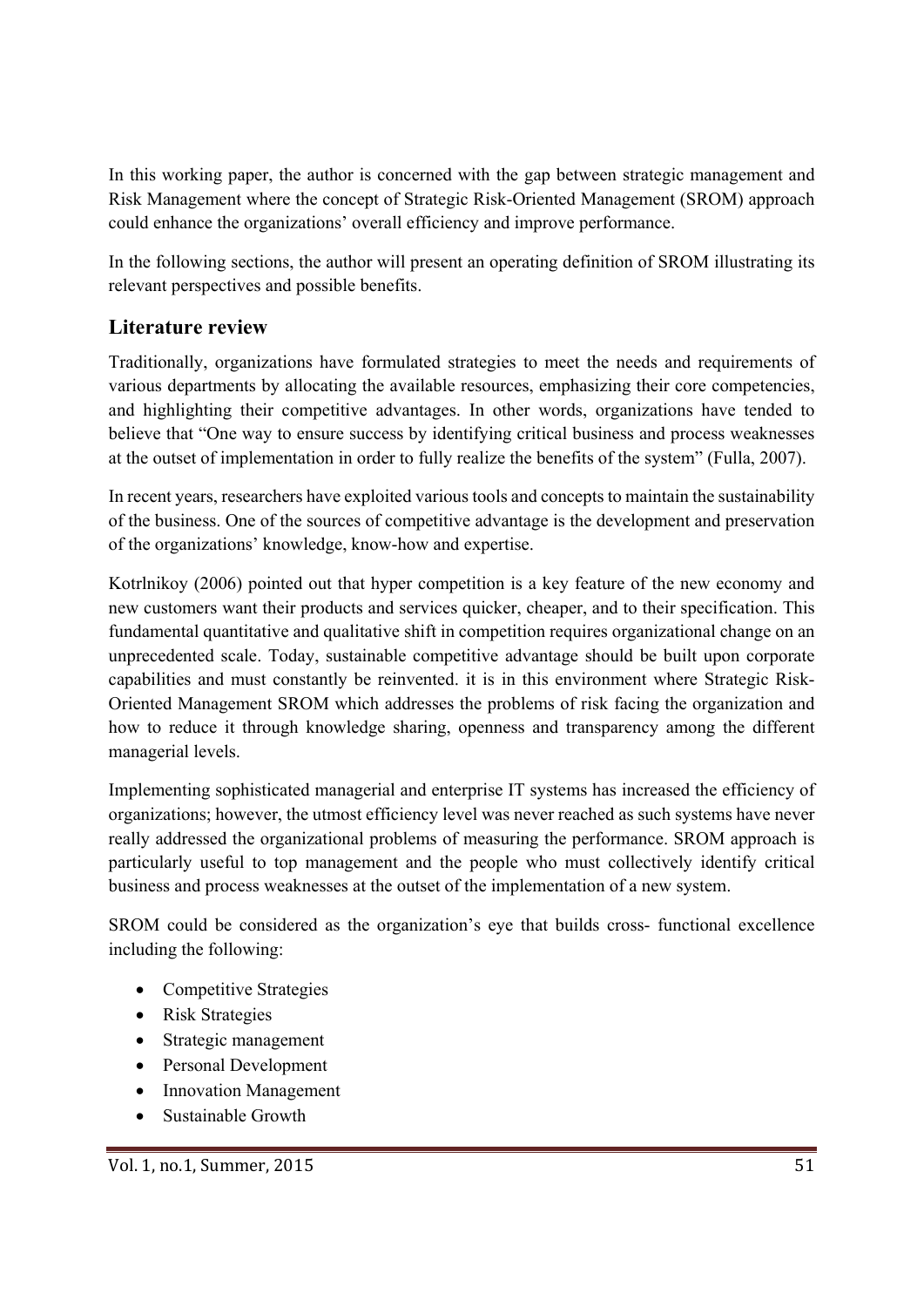In this working paper, the author is concerned with the gap between strategic management and Risk Management where the concept of Strategic Risk-Oriented Management (SROM) approach could enhance the organizations' overall efficiency and improve performance.

In the following sections, the author will present an operating definition of SROM illustrating its relevant perspectives and possible benefits.

## Literature review

Traditionally, organizations have formulated strategies to meet the needs and requirements of various departments by allocating the available resources, emphasizing their core competencies, and highlighting their competitive advantages. In other words, organizations have tended to believe that "One way to ensure success by identifying critical business and process weaknesses at the outset of implementation in order to fully realize the benefits of the system" (Fulla, 2007).

In recent years, researchers have exploited various tools and concepts to maintain the sustainability of the business. One of the sources of competitive advantage is the development and preservation of the organizations' knowledge, know-how and expertise.

Kotrlnikoy (2006) pointed out that hyper competition is a key feature of the new economy and new customers want their products and services quicker, cheaper, and to their specification. This fundamental quantitative and qualitative shift in competition requires organizational change on an unprecedented scale. Today, sustainable competitive advantage should be built upon corporate capabilities and must constantly be reinvented. it is in this environment where Strategic Risk-Oriented Management SROM which addresses the problems of risk facing the organization and how to reduce it through knowledge sharing, openness and transparency among the different managerial levels.

Implementing sophisticated managerial and enterprise IT systems has increased the efficiency of organizations; however, the utmost efficiency level was never reached as such systems have never really addressed the organizational problems of measuring the performance. SROM approach is particularly useful to top management and the people who must collectively identify critical business and process weaknesses at the outset of the implementation of a new system.

SROM could be considered as the organization's eye that builds cross- functional excellence including the following:

- Competitive Strategies
- Risk Strategies
- Strategic management
- Personal Development
- Innovation Management
- Sustainable Growth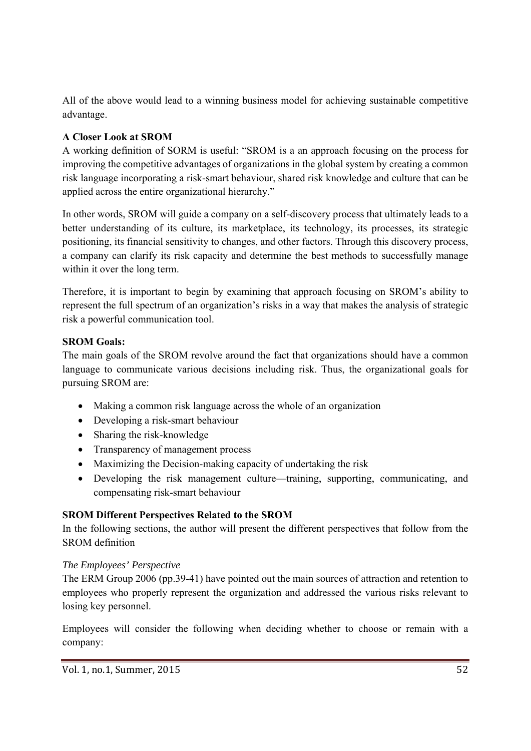All of the above would lead to a winning business model for achieving sustainable competitive advantage.

**A Closer Look at SROM**

A working definition of SORM is useful: "SROM is a an approach focusing on the process for improving the competitive advantages of organizations in the global system by creating a common risk language incorporating a risk-smart behaviour, shared risk knowledge and culture that can be applied across the entire organizational hierarchy."

In other words, SROM will guide a company on a self-discovery process that ultimately leads to a better understanding of its culture, its marketplace, its technology, its processes, its strategic positioning, its financial sensitivity to changes, and other factors. Through this discovery process, a company can clarify its risk capacity and determine the best methods to successfully manage within it over the long term.

Therefore, it is important to begin by examining that approach focusing on SROM's ability to represent the full spectrum of an organization's risks in a way that makes the analysis of strategic risk a powerful communication tool.

**SROM Goals:**

The main goals of the SROM revolve around the fact that organizations should have a common language to communicate various decisions including risk. Thus, the organizational goals for pursuing SROM are:

- Making a common risk language across the whole of an organization
- Developing a risk-smart behaviour
- Sharing the risk-knowledge
- Transparency of management process
- Maximizing the Decision-making capacity of undertaking the risk
- Developing the risk management culture—training, supporting, communicating, and compensating risk-smart behaviour

**SROM Different Perspectives Related to the SROM**

In the following sections, the author will present the different perspectives that follow from the SROM definition

*The Employees' Perspective*

The ERM Group 2006 (pp.39-41) have pointed out the main sources of attraction and retention to employees who properly represent the organization and addressed the various risks relevant to losing key personnel.

Employees will consider the following when deciding whether to choose or remain with a company: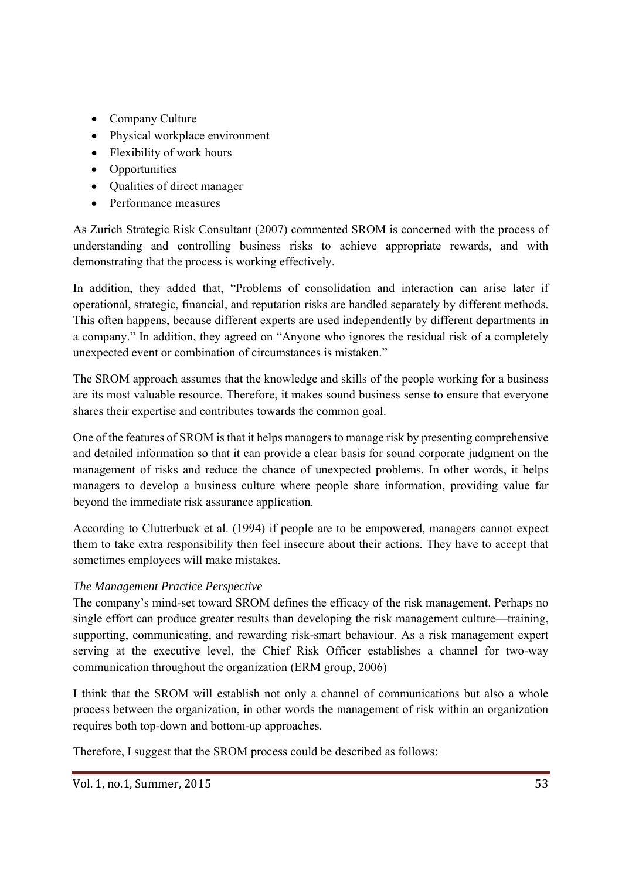- Company Culture
- Physical workplace environment
- Flexibility of work hours
- Opportunities
- Qualities of direct manager
- Performance measures

As Zurich Strategic Risk Consultant (2007) commented SROM is concerned with the process of understanding and controlling business risks to achieve appropriate rewards, and with demonstrating that the process is working effectively.

In addition, they added that, "Problems of consolidation and interaction can arise later if operational, strategic, financial, and reputation risks are handled separately by different methods. This often happens, because different experts are used independently by different departments in a company." In addition, they agreed on "Anyone who ignores the residual risk of a completely unexpected event or combination of circumstances is mistaken."

The SROM approach assumes that the knowledge and skills of the people working for a business are its most valuable resource. Therefore, it makes sound business sense to ensure that everyone shares their expertise and contributes towards the common goal.

One of the features of SROM is that it helps managers to manage risk by presenting comprehensive and detailed information so that it can provide a clear basis for sound corporate judgment on the management of risks and reduce the chance of unexpected problems. In other words, it helps managers to develop a business culture where people share information, providing value far beyond the immediate risk assurance application.

According to Clutterbuck et al. (1994) if people are to be empowered, managers cannot expect them to take extra responsibility then feel insecure about their actions. They have to accept that sometimes employees will make mistakes.

*The Management Practice Perspective*

The company's mind-set toward SROM defines the efficacy of the risk management. Perhaps no single effort can produce greater results than developing the risk management culture—training, supporting, communicating, and rewarding risk-smart behaviour. As a risk management expert serving at the executive level, the Chief Risk Officer establishes a channel for two-way communication throughout the organization (ERM group, 2006)

I think that the SROM will establish not only a channel of communications but also a whole process between the organization, in other words the management of risk within an organization requires both top-down and bottom-up approaches.

Therefore, I suggest that the SROM process could be described as follows: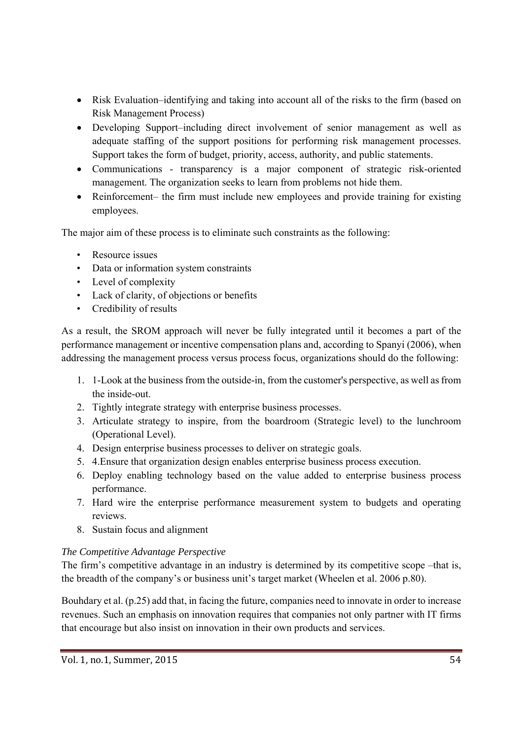- Risk Evaluation–identifying and taking into account all of the risks to the firm (based on Risk Management Process)
- Developing Support–including direct involvement of senior management as well as adequate staffing of the support positions for performing risk management processes. Support takes the form of budget, priority, access, authority, and public statements.
- Communications - transparency is a major component of strategic risk-oriented management. The organization seeks to learn from problems not hide them.
- Reinforcement– the firm must include new employees and provide training for existing employees.

The major aim of these process is to eliminate such constraints as the following:

- Resource issues
- Data or information system constraints
- Level of complexity
- Lack of clarity, of objections or benefits
- Credibility of results

As a result, the SROM approach will never be fully integrated until it becomes a part of the performance management or incentive compensation plans and, according to Spanyi (2006), when addressing the management process versus process focus, organizations should do the following:

1. 1-Look at the business from the outside-in, from the customer's perspective, as well as from the inside-out.
2. Tightly integrate strategy with enterprise business processes.
3. Articulate strategy to inspire, from the boardroom (Strategic level) to the lunchroom (Operational Level).
4. Design enterprise business processes to deliver on strategic goals.
5. 4.Ensure that organization design enables enterprise business process execution.
6. Deploy enabling technology based on the value added to enterprise business process performance.
7. Hard wire the enterprise performance measurement system to budgets and operating reviews.
8. Sustain focus and alignment

*The Competitive Advantage Perspective*

The firm's competitive advantage in an industry is determined by its competitive scope –that is, the breadth of the company's or business unit's target market (Wheelen et al. 2006 p.80).

Bouhdary et al. (p.25) add that, in facing the future, companies need to innovate in order to increase revenues. Such an emphasis on innovation requires that companies not only partner with IT firms that encourage but also insist on innovation in their own products and services.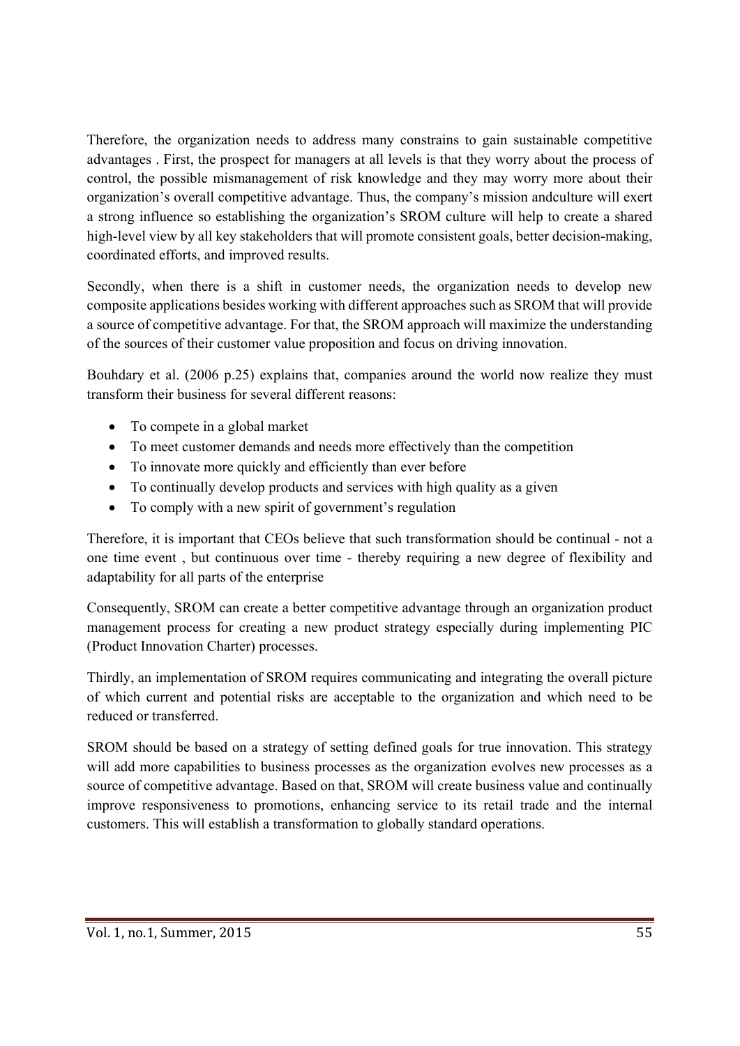Therefore, the organization needs to address many constrains to gain sustainable competitive advantages . First, the prospect for managers at all levels is that they worry about the process of control, the possible mismanagement of risk knowledge and they may worry more about their organization's overall competitive advantage. Thus, the company's mission andculture will exert a strong influence so establishing the organization's SROM culture will help to create a shared high-level view by all key stakeholders that will promote consistent goals, better decision-making, coordinated efforts, and improved results.

Secondly, when there is a shift in customer needs, the organization needs to develop new composite applications besides working with different approaches such as SROM that will provide a source of competitive advantage. For that, the SROM approach will maximize the understanding of the sources of their customer value proposition and focus on driving innovation.

Bouhdary et al. (2006 p.25) explains that, companies around the world now realize they must transform their business for several different reasons:

- To compete in a global market
- To meet customer demands and needs more effectively than the competition
- To innovate more quickly and efficiently than ever before
- To continually develop products and services with high quality as a given
- To comply with a new spirit of government's regulation

Therefore, it is important that CEOs believe that such transformation should be continual - not a one time event , but continuous over time - thereby requiring a new degree of flexibility and adaptability for all parts of the enterprise

Consequently, SROM can create a better competitive advantage through an organization product management process for creating a new product strategy especially during implementing PIC (Product Innovation Charter) processes.

Thirdly, an implementation of SROM requires communicating and integrating the overall picture of which current and potential risks are acceptable to the organization and which need to be reduced or transferred.

SROM should be based on a strategy of setting defined goals for true innovation. This strategy will add more capabilities to business processes as the organization evolves new processes as a source of competitive advantage. Based on that, SROM will create business value and continually improve responsiveness to promotions, enhancing service to its retail trade and the internal customers. This will establish a transformation to globally standard operations.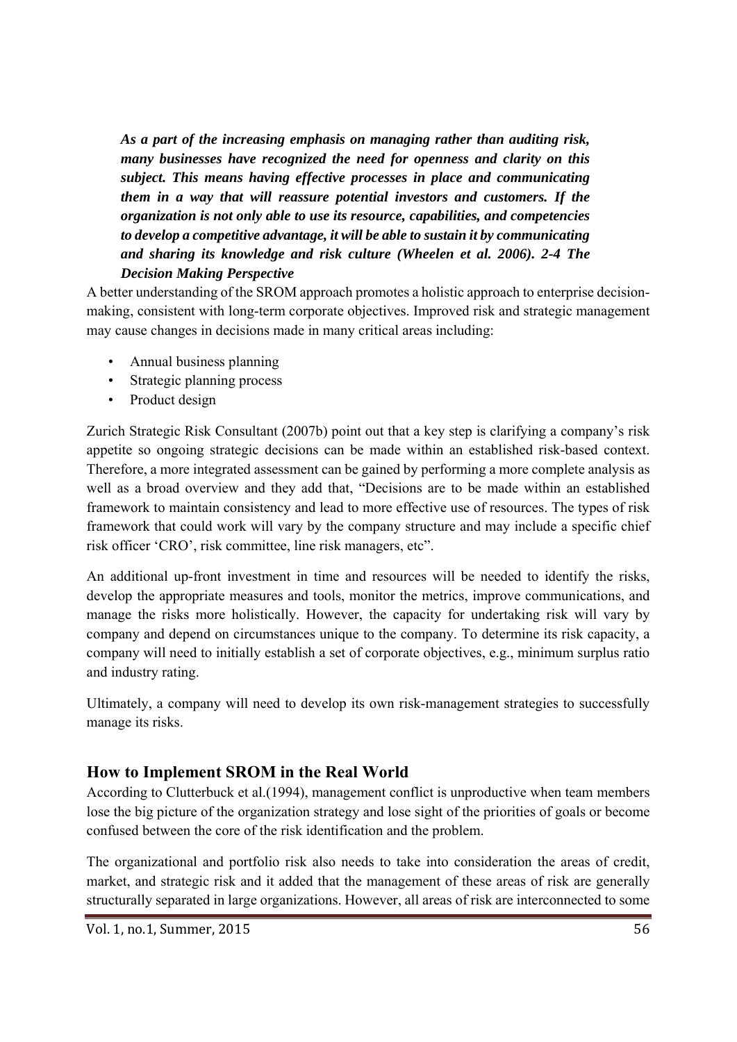***As a part of the increasing emphasis on managing rather than auditing risk, many businesses have recognized the need for openness and clarity on this subject. This means having effective processes in place and communicating them in a way that will reassure potential investors and customers. If the organization is not only able to use its resource, capabilities, and competencies to develop a competitive advantage, it will be able to sustain it by communicating and sharing its knowledge and risk culture (Wheelen et al. 2006). 2-4 The Decision Making Perspective***

A better understanding of the SROM approach promotes a holistic approach to enterprise decision-making, consistent with long-term corporate objectives. Improved risk and strategic management may cause changes in decisions made in many critical areas including:

- Annual business planning
- Strategic planning process
- Product design

Zurich Strategic Risk Consultant (2007b) point out that a key step is clarifying a company's risk appetite so ongoing strategic decisions can be made within an established risk-based context. Therefore, a more integrated assessment can be gained by performing a more complete analysis as well as a broad overview and they add that, "Decisions are to be made within an established framework to maintain consistency and lead to more effective use of resources. The types of risk framework that could work will vary by the company structure and may include a specific chief risk officer 'CRO', risk committee, line risk managers, etc".

An additional up-front investment in time and resources will be needed to identify the risks, develop the appropriate measures and tools, monitor the metrics, improve communications, and manage the risks more holistically. However, the capacity for undertaking risk will vary by company and depend on circumstances unique to the company. To determine its risk capacity, a company will need to initially establish a set of corporate objectives, e.g., minimum surplus ratio and industry rating.

Ultimately, a company will need to develop its own risk-management strategies to successfully manage its risks.

## How to Implement SROM in the Real World

According to Clutterbuck et al.(1994), management conflict is unproductive when team members lose the big picture of the organization strategy and lose sight of the priorities of goals or become confused between the core of the risk identification and the problem.

The organizational and portfolio risk also needs to take into consideration the areas of credit, market, and strategic risk and it added that the management of these areas of risk are generally structurally separated in large organizations. However, all areas of risk are interconnected to some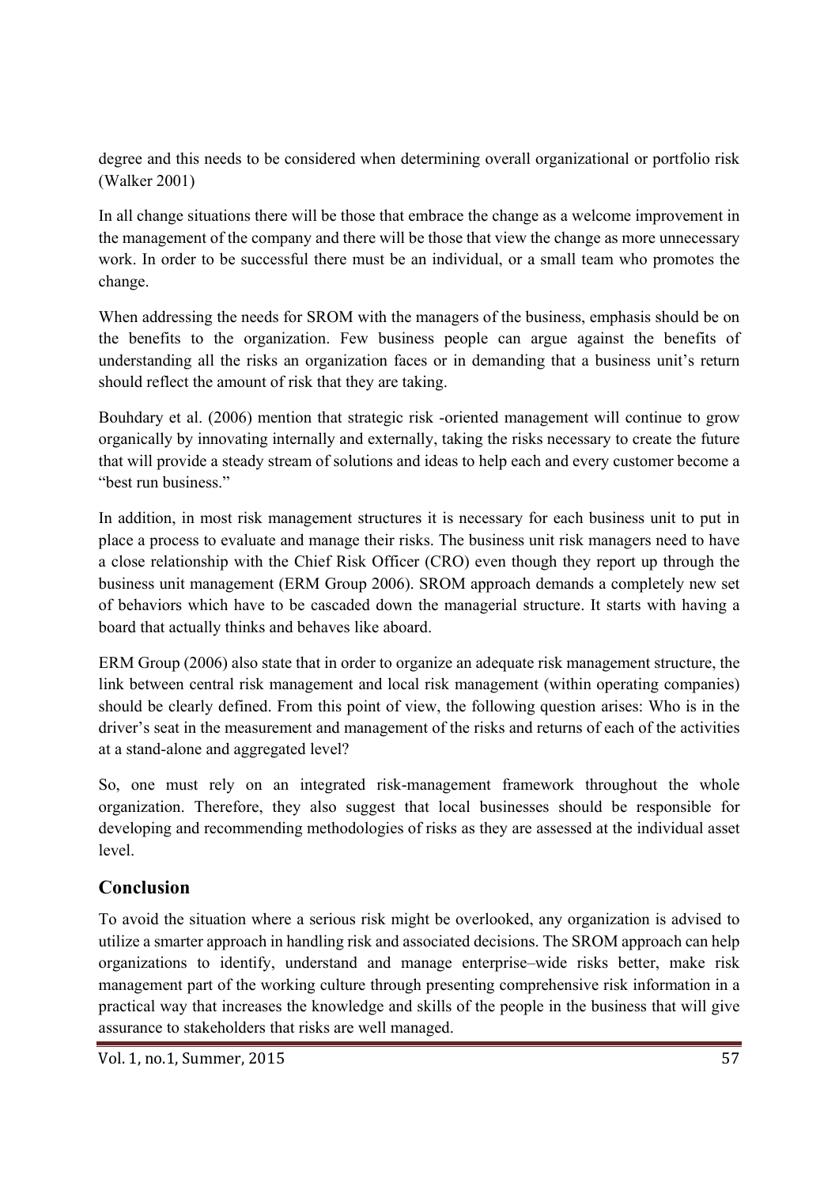degree and this needs to be considered when determining overall organizational or portfolio risk (Walker 2001)

In all change situations there will be those that embrace the change as a welcome improvement in the management of the company and there will be those that view the change as more unnecessary work. In order to be successful there must be an individual, or a small team who promotes the change.

When addressing the needs for SROM with the managers of the business, emphasis should be on the benefits to the organization. Few business people can argue against the benefits of understanding all the risks an organization faces or in demanding that a business unit's return should reflect the amount of risk that they are taking.

Bouhdary et al. (2006) mention that strategic risk -oriented management will continue to grow organically by innovating internally and externally, taking the risks necessary to create the future that will provide a steady stream of solutions and ideas to help each and every customer become a "best run business."

In addition, in most risk management structures it is necessary for each business unit to put in place a process to evaluate and manage their risks. The business unit risk managers need to have a close relationship with the Chief Risk Officer (CRO) even though they report up through the business unit management (ERM Group 2006). SROM approach demands a completely new set of behaviors which have to be cascaded down the managerial structure. It starts with having a board that actually thinks and behaves like aboard.

ERM Group (2006) also state that in order to organize an adequate risk management structure, the link between central risk management and local risk management (within operating companies) should be clearly defined. From this point of view, the following question arises: Who is in the driver's seat in the measurement and management of the risks and returns of each of the activities at a stand-alone and aggregated level?

So, one must rely on an integrated risk-management framework throughout the whole organization. Therefore, they also suggest that local businesses should be responsible for developing and recommending methodologies of risks as they are assessed at the individual asset level.

## Conclusion

To avoid the situation where a serious risk might be overlooked, any organization is advised to utilize a smarter approach in handling risk and associated decisions. The SROM approach can help organizations to identify, understand and manage enterprise–wide risks better, make risk management part of the working culture through presenting comprehensive risk information in a practical way that increases the knowledge and skills of the people in the business that will give assurance to stakeholders that risks are well managed.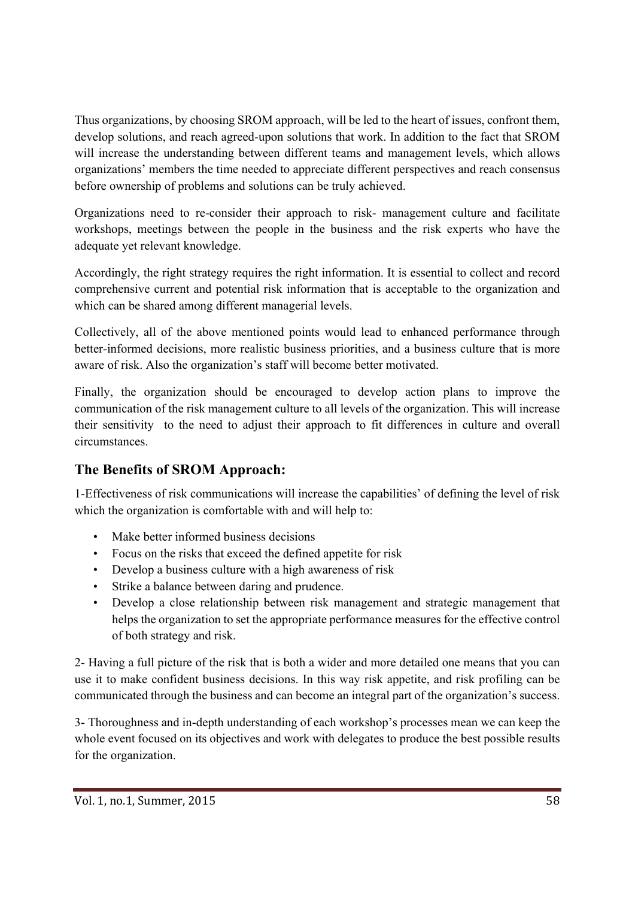Thus organizations, by choosing SROM approach, will be led to the heart of issues, confront them, develop solutions, and reach agreed-upon solutions that work. In addition to the fact that SROM will increase the understanding between different teams and management levels, which allows organizations' members the time needed to appreciate different perspectives and reach consensus before ownership of problems and solutions can be truly achieved.

Organizations need to re-consider their approach to risk- management culture and facilitate workshops, meetings between the people in the business and the risk experts who have the adequate yet relevant knowledge.

Accordingly, the right strategy requires the right information. It is essential to collect and record comprehensive current and potential risk information that is acceptable to the organization and which can be shared among different managerial levels.

Collectively, all of the above mentioned points would lead to enhanced performance through better-informed decisions, more realistic business priorities, and a business culture that is more aware of risk. Also the organization's staff will become better motivated.

Finally, the organization should be encouraged to develop action plans to improve the communication of the risk management culture to all levels of the organization. This will increase their sensitivity to the need to adjust their approach to fit differences in culture and overall circumstances.

## The Benefits of SROM Approach:

1-Effectiveness of risk communications will increase the capabilities' of defining the level of risk which the organization is comfortable with and will help to:

- Make better informed business decisions
- Focus on the risks that exceed the defined appetite for risk
- Develop a business culture with a high awareness of risk
- Strike a balance between daring and prudence.
- Develop a close relationship between risk management and strategic management that helps the organization to set the appropriate performance measures for the effective control of both strategy and risk.

2- Having a full picture of the risk that is both a wider and more detailed one means that you can use it to make confident business decisions. In this way risk appetite, and risk profiling can be communicated through the business and can become an integral part of the organization's success.

3- Thoroughness and in-depth understanding of each workshop's processes mean we can keep the whole event focused on its objectives and work with delegates to produce the best possible results for the organization.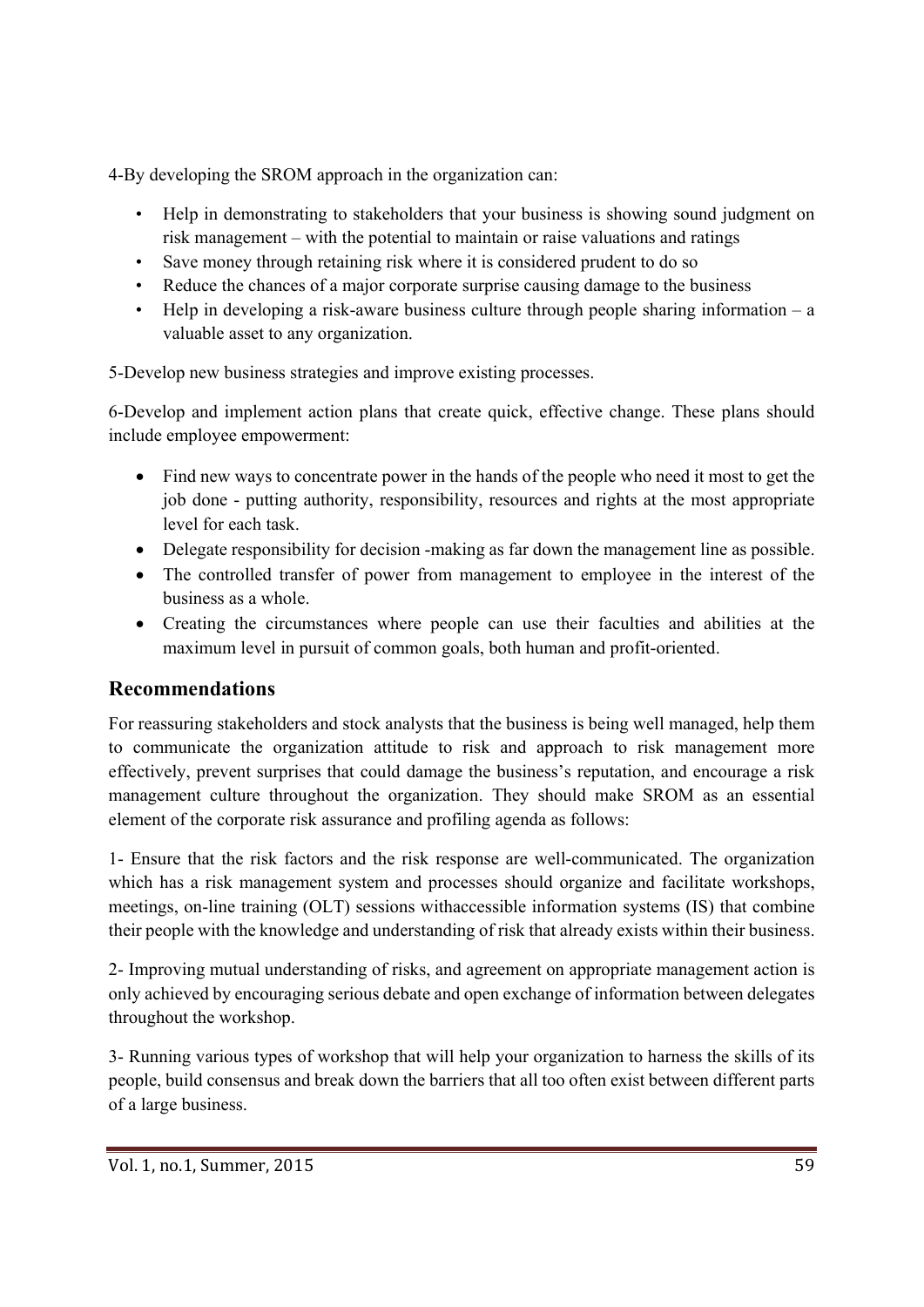4-By developing the SROM approach in the organization can:

- Help in demonstrating to stakeholders that your business is showing sound judgment on risk management – with the potential to maintain or raise valuations and ratings
- Save money through retaining risk where it is considered prudent to do so
- Reduce the chances of a major corporate surprise causing damage to the business
- Help in developing a risk-aware business culture through people sharing information – a valuable asset to any organization.

5-Develop new business strategies and improve existing processes.

6-Develop and implement action plans that create quick, effective change. These plans should include employee empowerment:

- Find new ways to concentrate power in the hands of the people who need it most to get the job done - putting authority, responsibility, resources and rights at the most appropriate level for each task.
- Delegate responsibility for decision -making as far down the management line as possible.
- The controlled transfer of power from management to employee in the interest of the business as a whole.
- Creating the circumstances where people can use their faculties and abilities at the maximum level in pursuit of common goals, both human and profit-oriented.

## Recommendations

For reassuring stakeholders and stock analysts that the business is being well managed, help them to communicate the organization attitude to risk and approach to risk management more effectively, prevent surprises that could damage the business's reputation, and encourage a risk management culture throughout the organization. They should make SROM as an essential element of the corporate risk assurance and profiling agenda as follows:

1- Ensure that the risk factors and the risk response are well-communicated. The organization which has a risk management system and processes should organize and facilitate workshops, meetings, on-line training (OLT) sessions withaccessible information systems (IS) that combine their people with the knowledge and understanding of risk that already exists within their business.

2- Improving mutual understanding of risks, and agreement on appropriate management action is only achieved by encouraging serious debate and open exchange of information between delegates throughout the workshop.

3- Running various types of workshop that will help your organization to harness the skills of its people, build consensus and break down the barriers that all too often exist between different parts of a large business.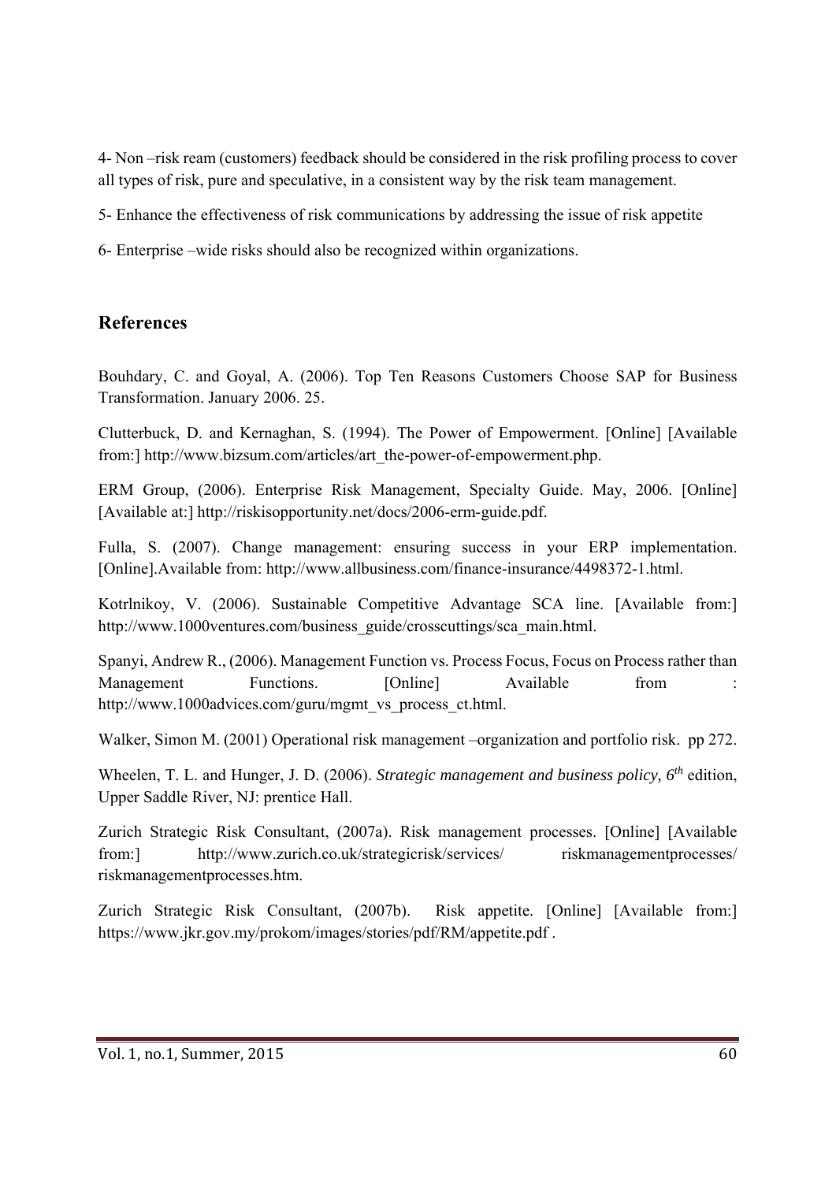4- Non –risk ream (customers) feedback should be considered in the risk profiling process to cover all types of risk, pure and speculative, in a consistent way by the risk team management.

5- Enhance the effectiveness of risk communications by addressing the issue of risk appetite

6- Enterprise –wide risks should also be recognized within organizations.

## References

Bouhdary, C. and Goyal, A. (2006). Top Ten Reasons Customers Choose SAP for Business Transformation. January 2006. 25.

Clutterbuck, D. and Kernaghan, S. (1994). The Power of Empowerment. [Online] [Available from:] http://www.bizsum.com/articles/art_the-power-of-empowerment.php.

ERM Group, (2006). Enterprise Risk Management, Specialty Guide. May, 2006. [Online] [Available at:] http://riskisopportunity.net/docs/2006-erm-guide.pdf.

Fulla, S. (2007). Change management: ensuring success in your ERP implementation. [Online].Available from: http://www.allbusiness.com/finance-insurance/4498372-1.html.

Kotrlnikoy, V. (2006). Sustainable Competitive Advantage SCA line. [Available from:] http://www.1000ventures.com/business_guide/crosscuttings/sca_main.html.

Spanyi, Andrew R., (2006). Management Function vs. Process Focus, Focus on Process rather than Management Functions. [Online] Available from : http://www.1000advices.com/guru/mgmt_vs_process_ct.html.

Walker, Simon M. (2001) Operational risk management –organization and portfolio risk. pp 272.

Wheelen, T. L. and Hunger, J. D. (2006). *Strategic management and business policy, 6th* edition, Upper Saddle River, NJ: prentice Hall.

Zurich Strategic Risk Consultant, (2007a). Risk management processes. [Online] [Available from:] http://www.zurich.co.uk/strategicrisk/services/ riskmanagementprocesses/ riskmanagementprocesses.htm.

Zurich Strategic Risk Consultant, (2007b). Risk appetite. [Online] [Available from:] https://www.jkr.gov.my/prokom/images/stories/pdf/RM/appetite.pdf .